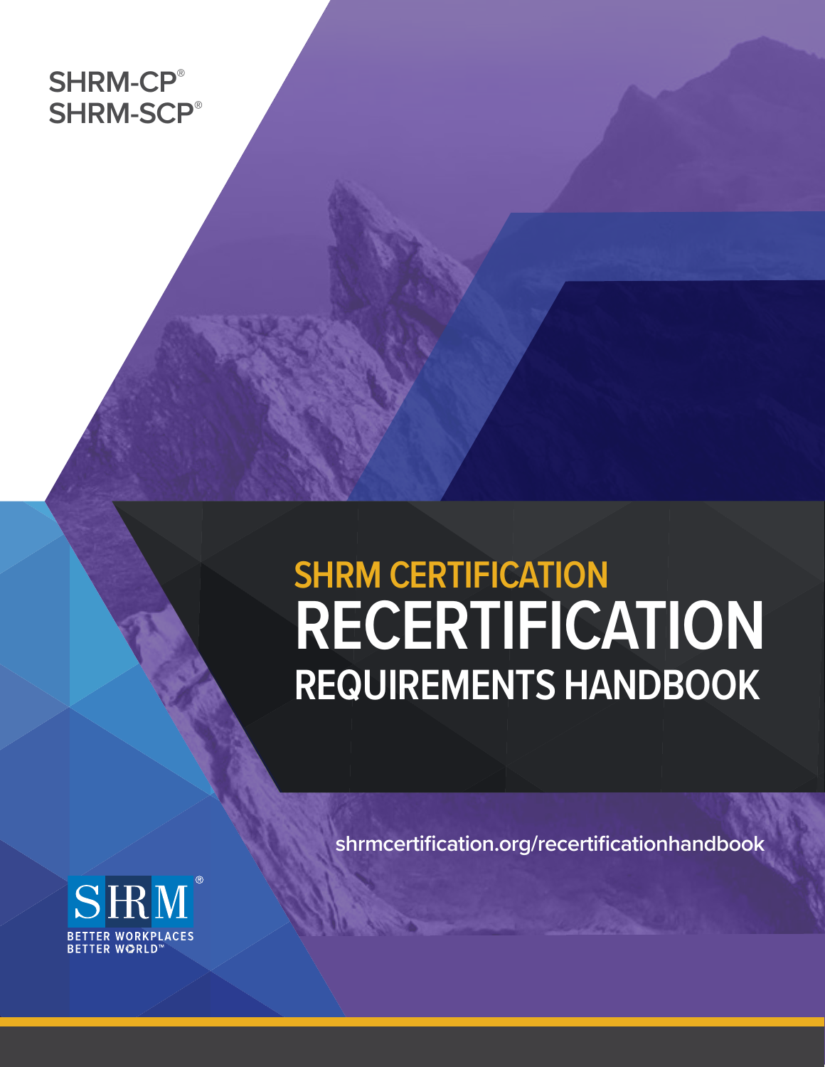SHRM-CP®
SHRM-SCP®

# SHRM CERTIFICATION RECERTIFICATION REQUIREMENTS HANDBOOK

shrmcertification.org/recertificationhandbook

SHRM®
BETTER WORKPLACES
BETTER WORLD™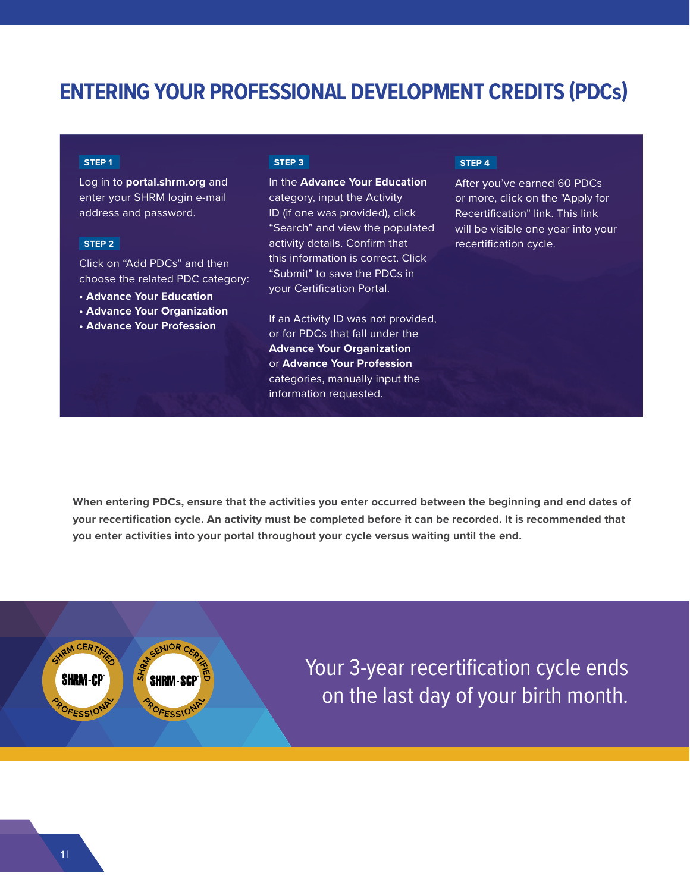# ENTERING YOUR PROFESSIONAL DEVELOPMENT CREDITS (PDCs)

**STEP 1**

Log in to **portal.shrm.org** and enter your SHRM login e-mail address and password.

**STEP 2**

Click on "Add PDCs" and then choose the related PDC category:

- **Advance Your Education**
- **Advance Your Organization**
- **Advance Your Profession**

**STEP 3**

In the **Advance Your Education** category, input the Activity ID (if one was provided), click "Search" and view the populated activity details. Confirm that this information is correct. Click "Submit" to save the PDCs in your Certification Portal.

If an Activity ID was not provided, or for PDCs that fall under the **Advance Your Organization** or **Advance Your Profession** categories, manually input the information requested.

**STEP 4**

After you've earned 60 PDCs or more, click on the "Apply for Recertification" link. This link will be visible one year into your recertification cycle.

**When entering PDCs, ensure that the activities you enter occurred between the beginning and end dates of your recertification cycle. An activity must be completed before it can be recorded. It is recommended that you enter activities into your portal throughout your cycle versus waiting until the end.**

SHRM CERTIFIED PROFESSIONAL SHRM-CP

SHRM SENIOR CERTIFIED PROFESSIONAL SHRM-SCP

Your 3-year recertification cycle ends on the last day of your birth month.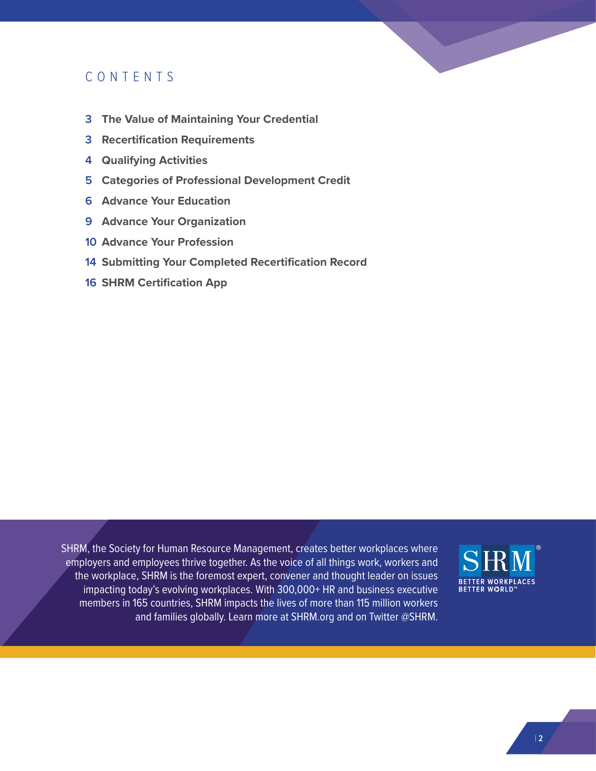## CONTENTS

- 3 The Value of Maintaining Your Credential
- 3 Recertification Requirements
- 4 Qualifying Activities
- 5 Categories of Professional Development Credit
- 6 Advance Your Education
- 9 Advance Your Organization
- 10 Advance Your Profession
- 14 Submitting Your Completed Recertification Record
- 16 SHRM Certification App

SHRM, the Society for Human Resource Management, creates better workplaces where employers and employees thrive together. As the voice of all things work, workers and the workplace, SHRM is the foremost expert, convener and thought leader on issues impacting today's evolving workplaces. With 300,000+ HR and business executive members in 165 countries, SHRM impacts the lives of more than 115 million workers and families globally. Learn more at SHRM.org and on Twitter @SHRM.

SHRM® BETTER WORKPLACES BETTER WORLD™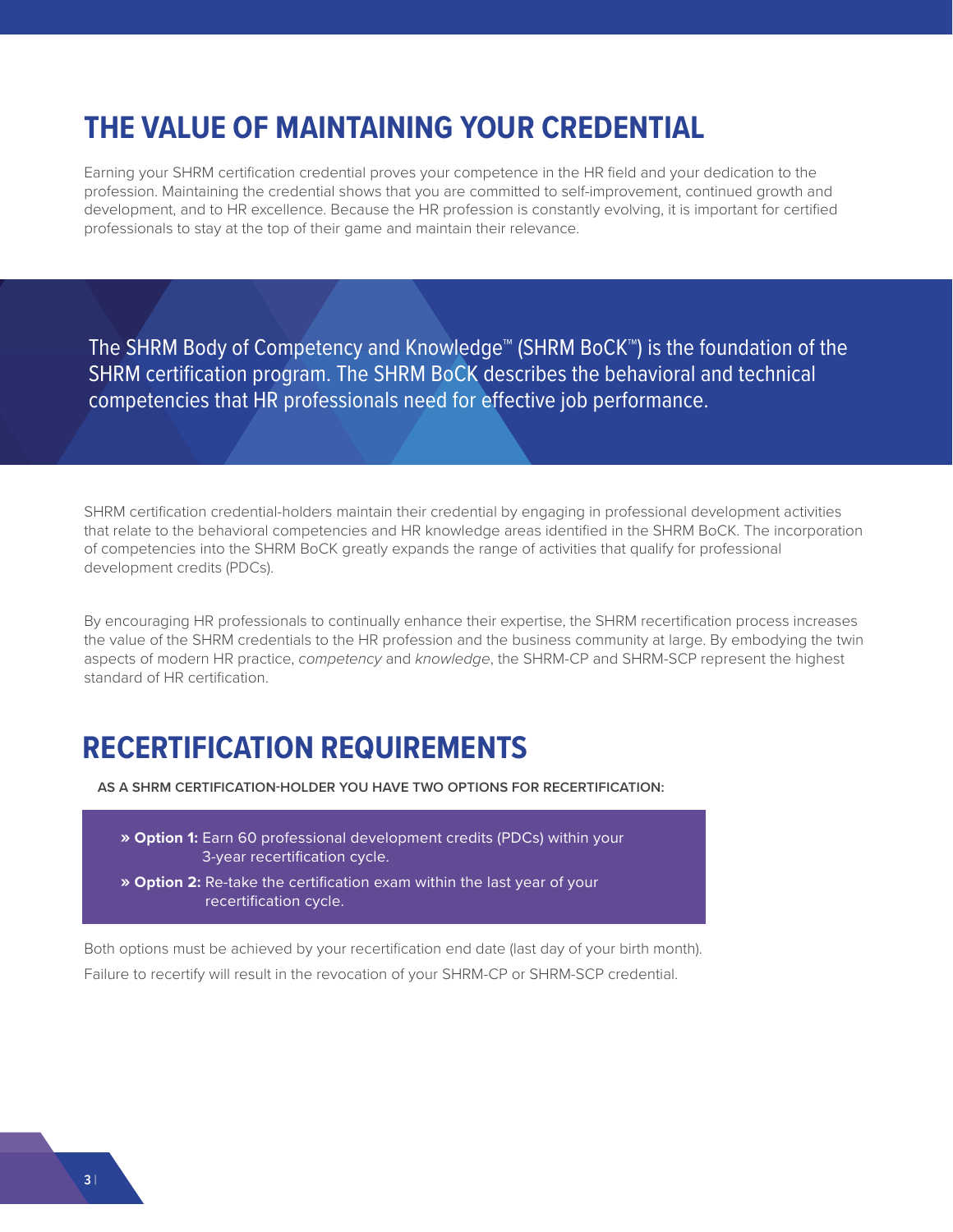## THE VALUE OF MAINTAINING YOUR CREDENTIAL

Earning your SHRM certification credential proves your competence in the HR field and your dedication to the profession. Maintaining the credential shows that you are committed to self-improvement, continued growth and development, and to HR excellence. Because the HR profession is constantly evolving, it is important for certified professionals to stay at the top of their game and maintain their relevance.

The SHRM Body of Competency and Knowledge™ (SHRM BoCK™) is the foundation of the SHRM certification program. The SHRM BoCK describes the behavioral and technical competencies that HR professionals need for effective job performance.

SHRM certification credential-holders maintain their credential by engaging in professional development activities that relate to the behavioral competencies and HR knowledge areas identified in the SHRM BoCK. The incorporation of competencies into the SHRM BoCK greatly expands the range of activities that qualify for professional development credits (PDCs).

By encouraging HR professionals to continually enhance their expertise, the SHRM recertification process increases the value of the SHRM credentials to the HR profession and the business community at large. By embodying the twin aspects of modern HR practice, *competency* and *knowledge*, the SHRM-CP and SHRM-SCP represent the highest standard of HR certification.

## RECERTIFICATION REQUIREMENTS

**AS A SHRM CERTIFICATION-HOLDER YOU HAVE TWO OPTIONS FOR RECERTIFICATION:**

- » **Option 1:** Earn 60 professional development credits (PDCs) within your 3-year recertification cycle.
- » **Option 2:** Re-take the certification exam within the last year of your recertification cycle.

Both options must be achieved by your recertification end date (last day of your birth month).

Failure to recertify will result in the revocation of your SHRM-CP or SHRM-SCP credential.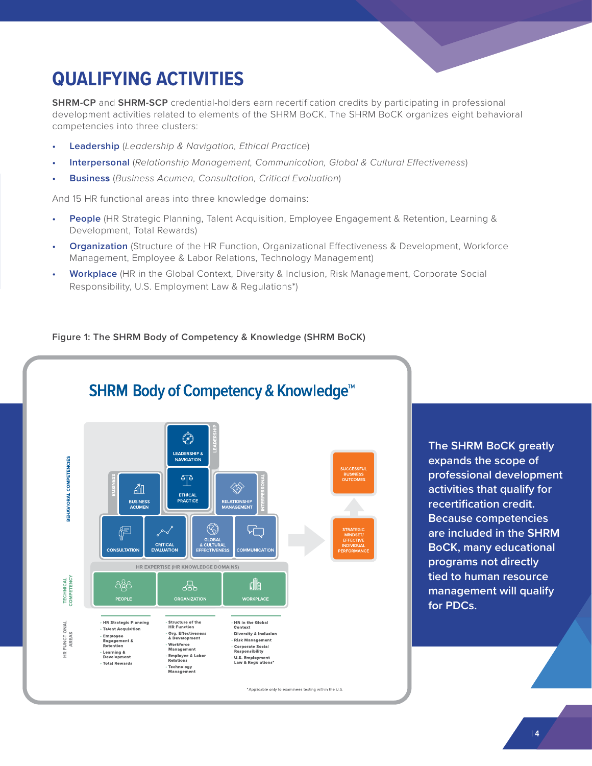# QUALIFYING ACTIVITIES

**SHRM-CP** and **SHRM-SCP** credential-holders earn recertification credits by participating in professional development activities related to elements of the SHRM BoCK. The SHRM BoCK organizes eight behavioral competencies into three clusters:

- **Leadership** (*Leadership & Navigation, Ethical Practice*)
- **Interpersonal** (*Relationship Management, Communication, Global & Cultural Effectiveness*)
- **Business** (*Business Acumen, Consultation, Critical Evaluation*)

And 15 HR functional areas into three knowledge domains:

- **People** (HR Strategic Planning, Talent Acquisition, Employee Engagement & Retention, Learning & Development, Total Rewards)
- **Organization** (Structure of the HR Function, Organizational Effectiveness & Development, Workforce Management, Employee & Labor Relations, Technology Management)
- **Workplace** (HR in the Global Context, Diversity & Inclusion, Risk Management, Corporate Social Responsibility, U.S. Employment Law & Regulations*)

**Figure 1: The SHRM Body of Competency & Knowledge (SHRM BoCK)**

## SHRM Body of Competency & Knowledge™

BEHAVIORAL COMPETENCIES

- LEADERSHIP: Leadership & Navigation, Ethical Practice
- BUSINESS: Business Acumen, Consultation, Critical Evaluation
- INTERPERSONAL: Relationship Management, Global & Cultural Effectiveness, Communication

Strategic Mindset/Effective Individual Performance → Successful Business Outcomes

TECHNICAL COMPETENCY — HR EXPERTISE (HR KNOWLEDGE DOMAINS): People, Organization, Workplace

HR FUNCTIONAL AREAS

| People | Organization | Workplace |
|---|---|---|
| HR Strategic Planning | Structure of the HR Function | HR in the Global Context |
| Talent Acquisition | Org. Effectiveness & Development | Diversity & Inclusion |
| Employee Engagement & Retention | Workforce Management | Risk Management |
| Learning & Development | Employee & Labor Relations | Corporate Social Responsibility |
| Total Rewards | Technology Management | U.S. Employment Law & Regulations* |

*Applicable only to examinees testing within the U.S.

**The SHRM BoCK greatly expands the scope of professional development activities that qualify for recertification credit. Because competencies are included in the SHRM BoCK, many educational programs not directly tied to human resource management will qualify for PDCs.**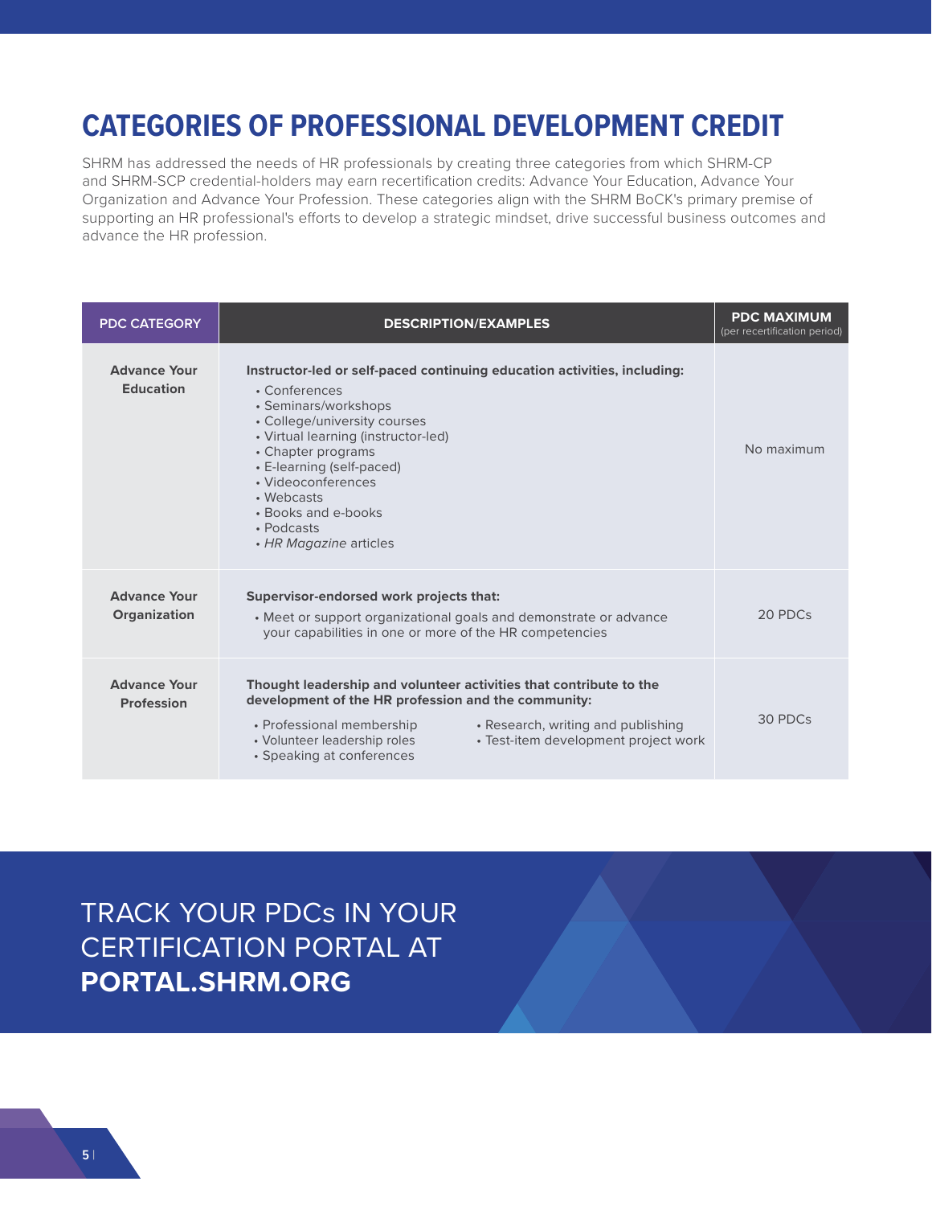# CATEGORIES OF PROFESSIONAL DEVELOPMENT CREDIT

SHRM has addressed the needs of HR professionals by creating three categories from which SHRM-CP and SHRM-SCP credential-holders may earn recertification credits: Advance Your Education, Advance Your Organization and Advance Your Profession. These categories align with the SHRM BoCK's primary premise of supporting an HR professional's efforts to develop a strategic mindset, drive successful business outcomes and advance the HR profession.

| PDC CATEGORY | DESCRIPTION/EXAMPLES | PDC MAXIMUM (per recertification period) |
|---|---|---|
| **Advance Your Education** | **Instructor-led or self-paced continuing education activities, including:**<br>• Conferences<br>• Seminars/workshops<br>• College/university courses<br>• Virtual learning (instructor-led)<br>• Chapter programs<br>• E-learning (self-paced)<br>• Videoconferences<br>• Webcasts<br>• Books and e-books<br>• Podcasts<br>• *HR Magazine* articles | No maximum |
| **Advance Your Organization** | **Supervisor-endorsed work projects that:**<br>• Meet or support organizational goals and demonstrate or advance your capabilities in one or more of the HR competencies | 20 PDCs |
| **Advance Your Profession** | **Thought leadership and volunteer activities that contribute to the development of the HR profession and the community:**<br>• Professional membership<br>• Volunteer leadership roles<br>• Speaking at conferences<br>• Research, writing and publishing<br>• Test-item development project work | 30 PDCs |

TRACK YOUR PDCs IN YOUR CERTIFICATION PORTAL AT **PORTAL.SHRM.ORG**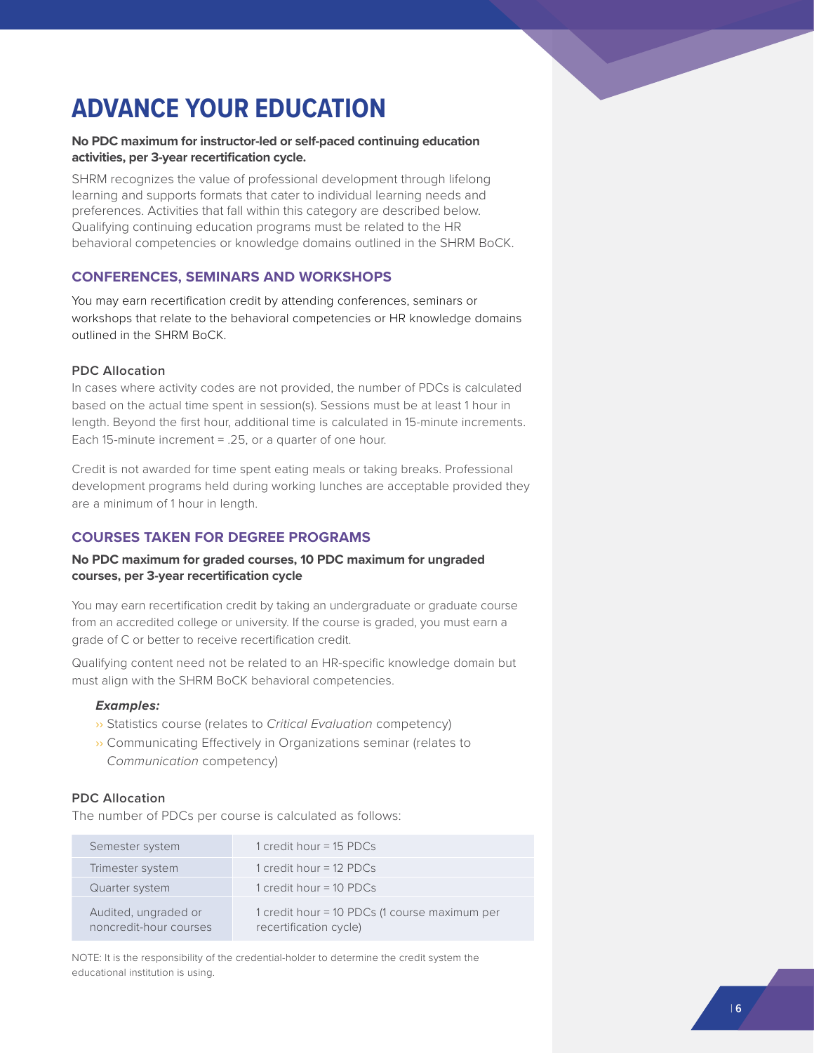# ADVANCE YOUR EDUCATION

**No PDC maximum for instructor-led or self-paced continuing education activities, per 3-year recertification cycle.**

SHRM recognizes the value of professional development through lifelong learning and supports formats that cater to individual learning needs and preferences. Activities that fall within this category are described below. Qualifying continuing education programs must be related to the HR behavioral competencies or knowledge domains outlined in the SHRM BoCK.

## CONFERENCES, SEMINARS AND WORKSHOPS

You may earn recertification credit by attending conferences, seminars or workshops that relate to the behavioral competencies or HR knowledge domains outlined in the SHRM BoCK.

### PDC Allocation

In cases where activity codes are not provided, the number of PDCs is calculated based on the actual time spent in session(s). Sessions must be at least 1 hour in length. Beyond the first hour, additional time is calculated in 15-minute increments. Each 15-minute increment = .25, or a quarter of one hour.

Credit is not awarded for time spent eating meals or taking breaks. Professional development programs held during working lunches are acceptable provided they are a minimum of 1 hour in length.

## COURSES TAKEN FOR DEGREE PROGRAMS

**No PDC maximum for graded courses, 10 PDC maximum for ungraded courses, per 3-year recertification cycle**

You may earn recertification credit by taking an undergraduate or graduate course from an accredited college or university. If the course is graded, you must earn a grade of C or better to receive recertification credit.

Qualifying content need not be related to an HR-specific knowledge domain but must align with the SHRM BoCK behavioral competencies.

***Examples:***

- Statistics course (relates to *Critical Evaluation* competency)
- Communicating Effectively in Organizations seminar (relates to *Communication* competency)

### PDC Allocation

The number of PDCs per course is calculated as follows:

| | |
|---|---|
| Semester system | 1 credit hour = 15 PDCs |
| Trimester system | 1 credit hour = 12 PDCs |
| Quarter system | 1 credit hour = 10 PDCs |
| Audited, ungraded or noncredit-hour courses | 1 credit hour = 10 PDCs (1 course maximum per recertification cycle) |

NOTE: It is the responsibility of the credential-holder to determine the credit system the educational institution is using.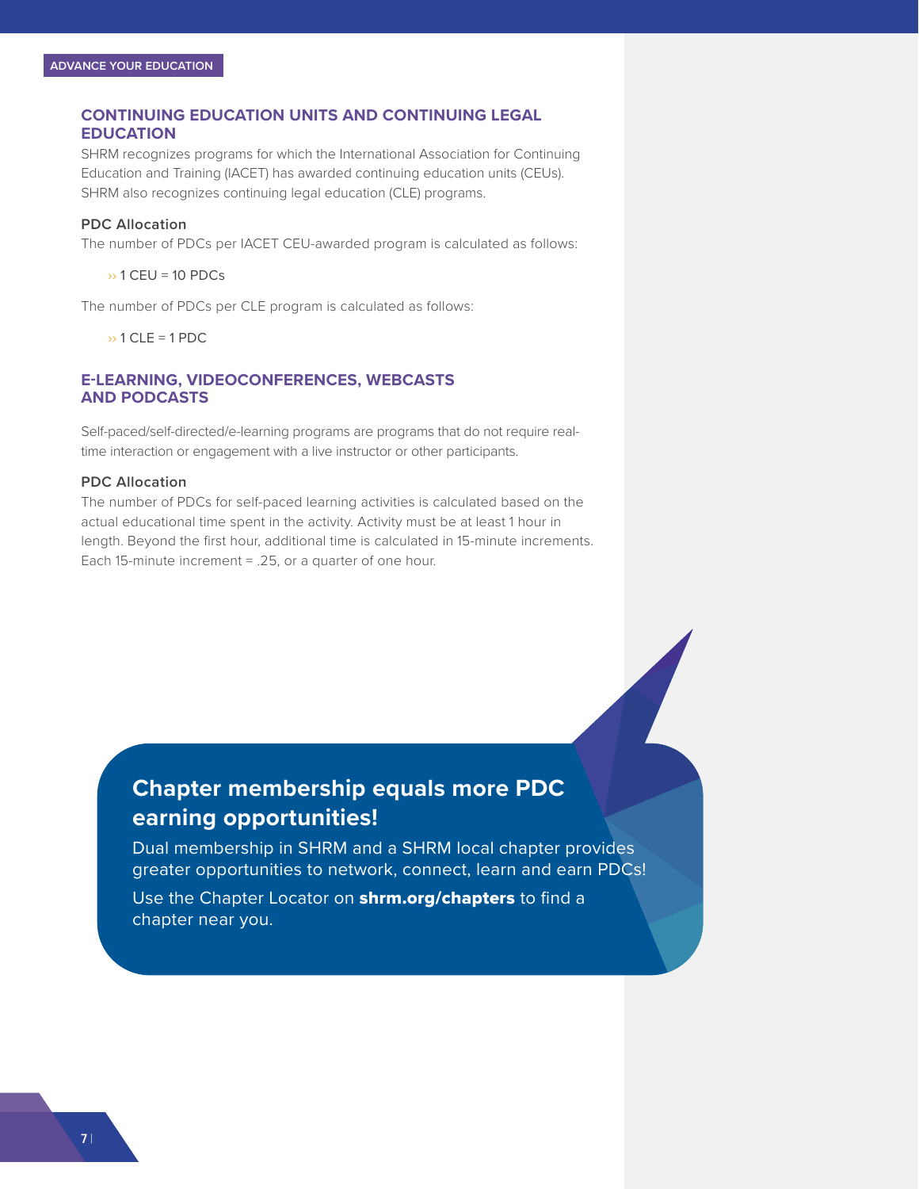ADVANCE YOUR EDUCATION

## CONTINUING EDUCATION UNITS AND CONTINUING LEGAL EDUCATION

SHRM recognizes programs for which the International Association for Continuing Education and Training (IACET) has awarded continuing education units (CEUs). SHRM also recognizes continuing legal education (CLE) programs.

### PDC Allocation

The number of PDCs per IACET CEU-awarded program is calculated as follows:

- 1 CEU = 10 PDCs

The number of PDCs per CLE program is calculated as follows:

- 1 CLE = 1 PDC

## E-LEARNING, VIDEOCONFERENCES, WEBCASTS AND PODCASTS

Self-paced/self-directed/e-learning programs are programs that do not require real-time interaction or engagement with a live instructor or other participants.

### PDC Allocation

The number of PDCs for self-paced learning activities is calculated based on the actual educational time spent in the activity. Activity must be at least 1 hour in length. Beyond the first hour, additional time is calculated in 15-minute increments. Each 15-minute increment = .25, or a quarter of one hour.

**Chapter membership equals more PDC earning opportunities!**

Dual membership in SHRM and a SHRM local chapter provides greater opportunities to network, connect, learn and earn PDCs!

Use the Chapter Locator on **shrm.org/chapters** to find a chapter near you.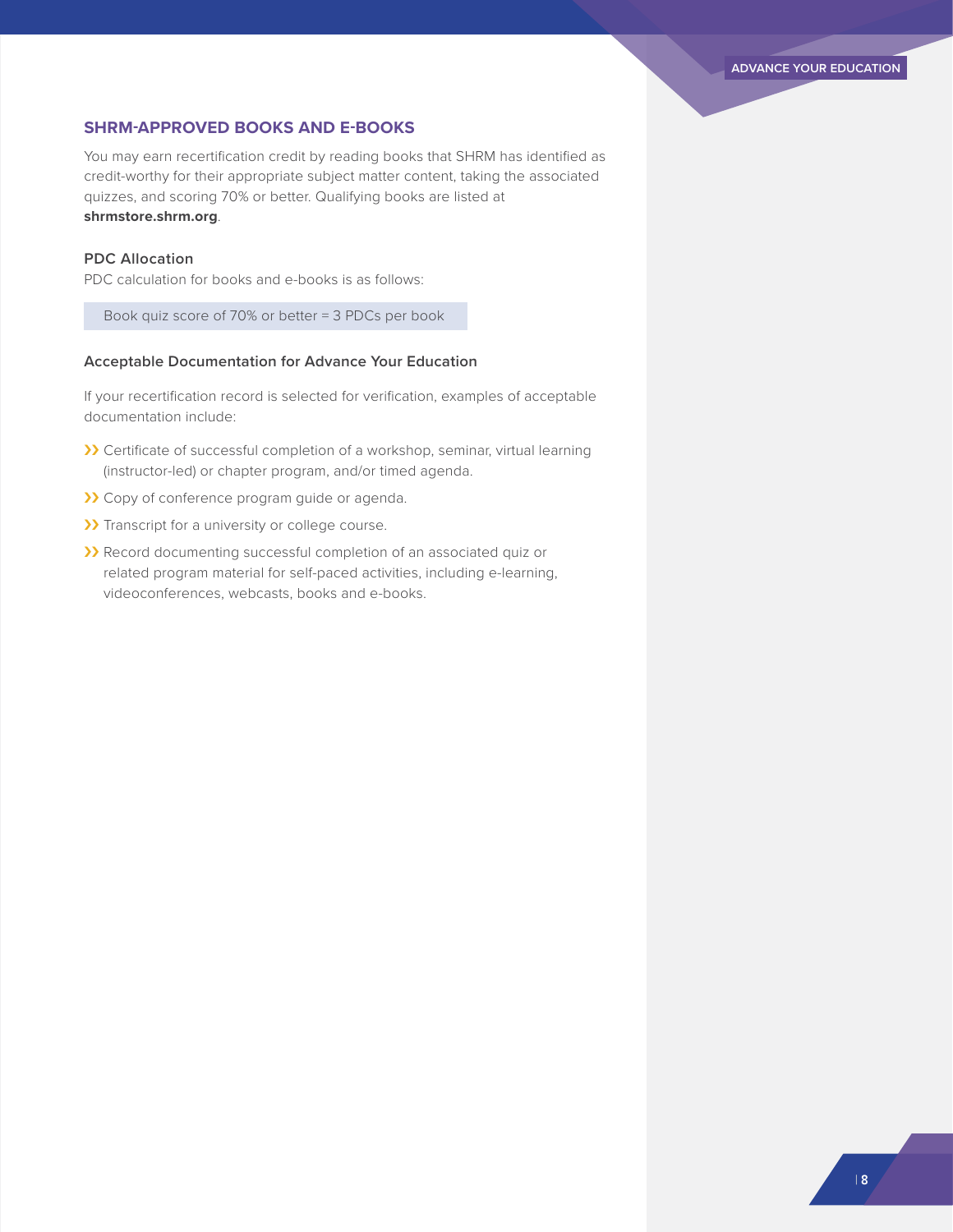## SHRM-APPROVED BOOKS AND E-BOOKS

You may earn recertification credit by reading books that SHRM has identified as credit-worthy for their appropriate subject matter content, taking the associated quizzes, and scoring 70% or better. Qualifying books are listed at **shrmstore.shrm.org**.

### PDC Allocation

PDC calculation for books and e-books is as follows:

Book quiz score of 70% or better = 3 PDCs per book

### Acceptable Documentation for Advance Your Education

If your recertification record is selected for verification, examples of acceptable documentation include:

- Certificate of successful completion of a workshop, seminar, virtual learning (instructor-led) or chapter program, and/or timed agenda.
- Copy of conference program guide or agenda.
- Transcript for a university or college course.
- Record documenting successful completion of an associated quiz or related program material for self-paced activities, including e-learning, videoconferences, webcasts, books and e-books.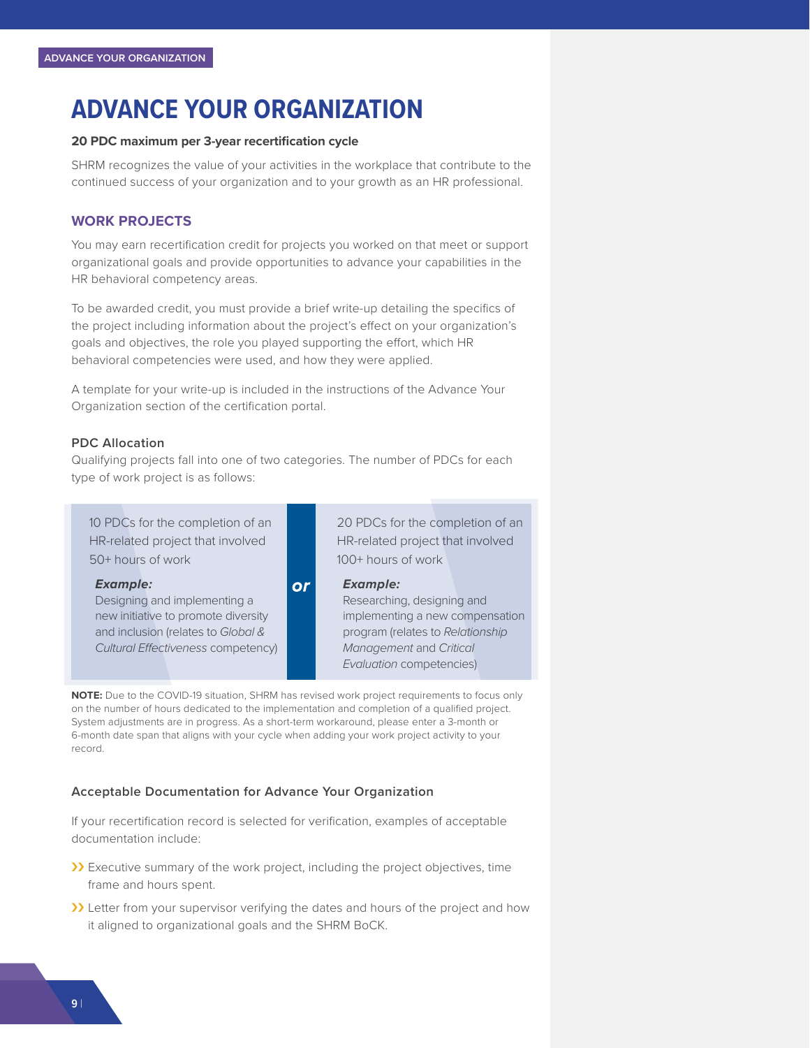# ADVANCE YOUR ORGANIZATION

**20 PDC maximum per 3-year recertification cycle**

SHRM recognizes the value of your activities in the workplace that contribute to the continued success of your organization and to your growth as an HR professional.

## WORK PROJECTS

You may earn recertification credit for projects you worked on that meet or support organizational goals and provide opportunities to advance your capabilities in the HR behavioral competency areas.

To be awarded credit, you must provide a brief write-up detailing the specifics of the project including information about the project's effect on your organization's goals and objectives, the role you played supporting the effort, which HR behavioral competencies were used, and how they were applied.

A template for your write-up is included in the instructions of the Advance Your Organization section of the certification portal.

### PDC Allocation

Qualifying projects fall into one of two categories. The number of PDCs for each type of work project is as follows:

10 PDCs for the completion of an HR-related project that involved 50+ hours of work

***Example:***
Designing and implementing a new initiative to promote diversity and inclusion (relates to *Global & Cultural Effectiveness* competency)

***or***

20 PDCs for the completion of an HR-related project that involved 100+ hours of work

***Example:***
Researching, designing and implementing a new compensation program (relates to *Relationship Management* and *Critical Evaluation* competencies)

**NOTE:** Due to the COVID-19 situation, SHRM has revised work project requirements to focus only on the number of hours dedicated to the implementation and completion of a qualified project. System adjustments are in progress. As a short-term workaround, please enter a 3-month or 6-month date span that aligns with your cycle when adding your work project activity to your record.

### Acceptable Documentation for Advance Your Organization

If your recertification record is selected for verification, examples of acceptable documentation include:

- Executive summary of the work project, including the project objectives, time frame and hours spent.
- Letter from your supervisor verifying the dates and hours of the project and how it aligned to organizational goals and the SHRM BoCK.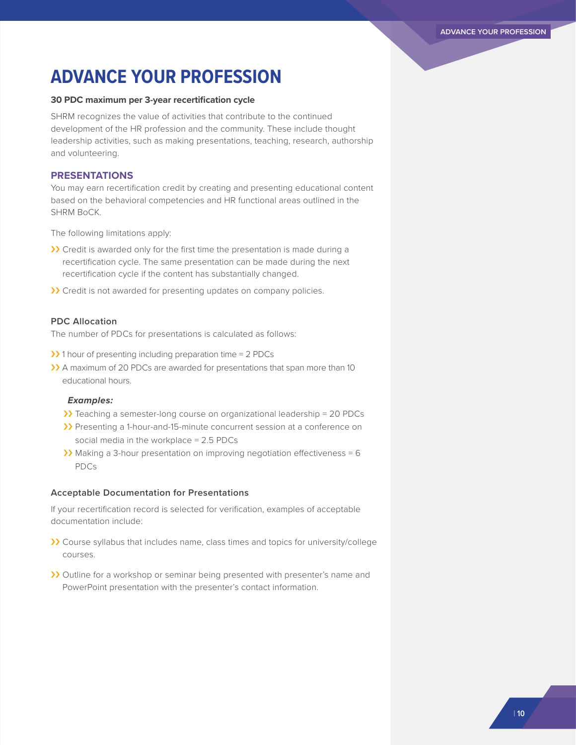# ADVANCE YOUR PROFESSION

**30 PDC maximum per 3-year recertification cycle**

SHRM recognizes the value of activities that contribute to the continued development of the HR profession and the community. These include thought leadership activities, such as making presentations, teaching, research, authorship and volunteering.

## PRESENTATIONS

You may earn recertification credit by creating and presenting educational content based on the behavioral competencies and HR functional areas outlined in the SHRM BoCK.

The following limitations apply:

- Credit is awarded only for the first time the presentation is made during a recertification cycle. The same presentation can be made during the next recertification cycle if the content has substantially changed.
- Credit is not awarded for presenting updates on company policies.

### PDC Allocation

The number of PDCs for presentations is calculated as follows:

- 1 hour of presenting including preparation time = 2 PDCs
- A maximum of 20 PDCs are awarded for presentations that span more than 10 educational hours.

***Examples:***

- Teaching a semester-long course on organizational leadership = 20 PDCs
- Presenting a 1-hour-and-15-minute concurrent session at a conference on social media in the workplace = 2.5 PDCs
- Making a 3-hour presentation on improving negotiation effectiveness = 6 PDCs

### Acceptable Documentation for Presentations

If your recertification record is selected for verification, examples of acceptable documentation include:

- Course syllabus that includes name, class times and topics for university/college courses.
- Outline for a workshop or seminar being presented with presenter's name and PowerPoint presentation with the presenter's contact information.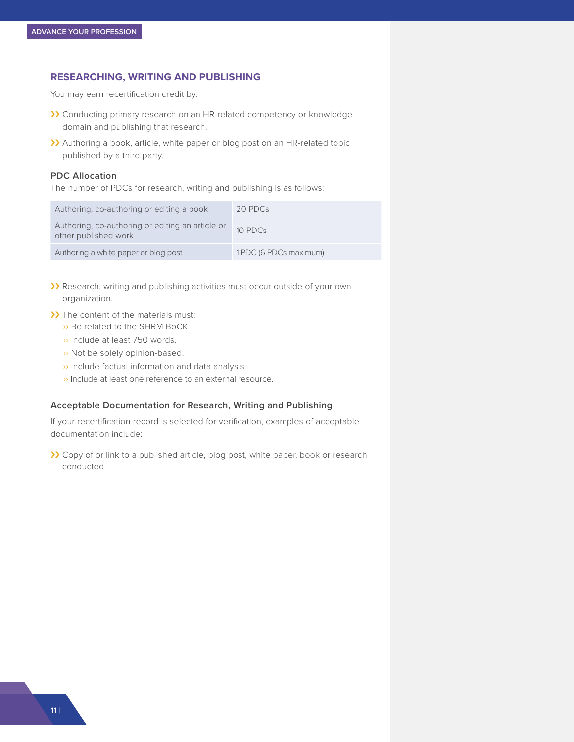## RESEARCHING, WRITING AND PUBLISHING

You may earn recertification credit by:

- Conducting primary research on an HR-related competency or knowledge domain and publishing that research.
- Authoring a book, article, white paper or blog post on an HR-related topic published by a third party.

### PDC Allocation

The number of PDCs for research, writing and publishing is as follows:

| Activity | PDCs |
|---|---|
| Authoring, co-authoring or editing a book | 20 PDCs |
| Authoring, co-authoring or editing an article or other published work | 10 PDCs |
| Authoring a white paper or blog post | 1 PDC (6 PDCs maximum) |

- Research, writing and publishing activities must occur outside of your own organization.
- The content of the materials must:
  - Be related to the SHRM BoCK.
  - Include at least 750 words.
  - Not be solely opinion-based.
  - Include factual information and data analysis.
  - Include at least one reference to an external resource.

### Acceptable Documentation for Research, Writing and Publishing

If your recertification record is selected for verification, examples of acceptable documentation include:

- Copy of or link to a published article, blog post, white paper, book or research conducted.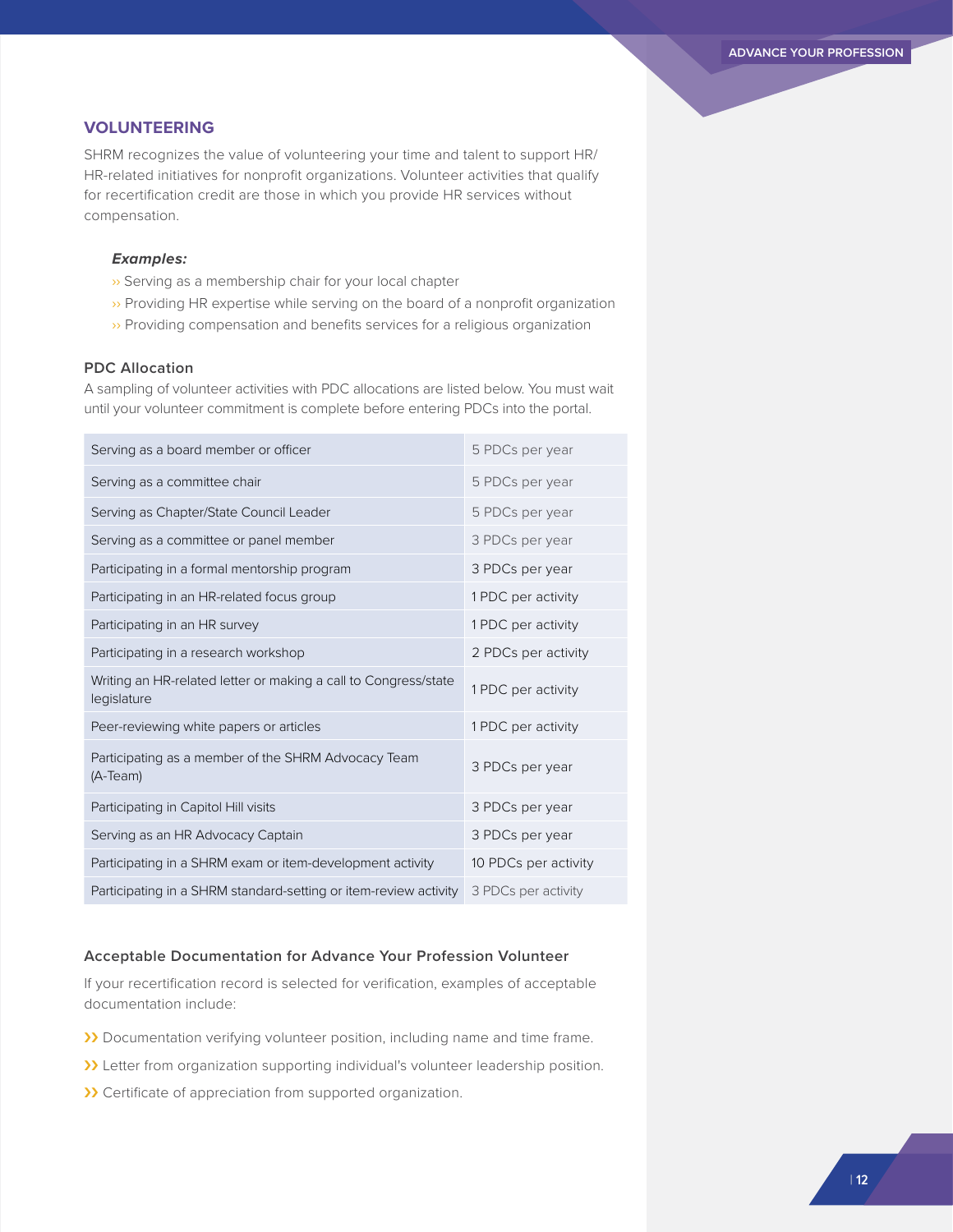## VOLUNTEERING

SHRM recognizes the value of volunteering your time and talent to support HR/HR-related initiatives for nonprofit organizations. Volunteer activities that qualify for recertification credit are those in which you provide HR services without compensation.

***Examples:***

- Serving as a membership chair for your local chapter
- Providing HR expertise while serving on the board of a nonprofit organization
- Providing compensation and benefits services for a religious organization

### PDC Allocation

A sampling of volunteer activities with PDC allocations are listed below. You must wait until your volunteer commitment is complete before entering PDCs into the portal.

| Activity | PDC Allocation |
|---|---|
| Serving as a board member or officer | 5 PDCs per year |
| Serving as a committee chair | 5 PDCs per year |
| Serving as Chapter/State Council Leader | 5 PDCs per year |
| Serving as a committee or panel member | 3 PDCs per year |
| Participating in a formal mentorship program | 3 PDCs per year |
| Participating in an HR-related focus group | 1 PDC per activity |
| Participating in an HR survey | 1 PDC per activity |
| Participating in a research workshop | 2 PDCs per activity |
| Writing an HR-related letter or making a call to Congress/state legislature | 1 PDC per activity |
| Peer-reviewing white papers or articles | 1 PDC per activity |
| Participating as a member of the SHRM Advocacy Team (A-Team) | 3 PDCs per year |
| Participating in Capitol Hill visits | 3 PDCs per year |
| Serving as an HR Advocacy Captain | 3 PDCs per year |
| Participating in a SHRM exam or item-development activity | 10 PDCs per activity |
| Participating in a SHRM standard-setting or item-review activity | 3 PDCs per activity |

### Acceptable Documentation for Advance Your Profession Volunteer

If your recertification record is selected for verification, examples of acceptable documentation include:

- Documentation verifying volunteer position, including name and time frame.
- Letter from organization supporting individual's volunteer leadership position.
- Certificate of appreciation from supported organization.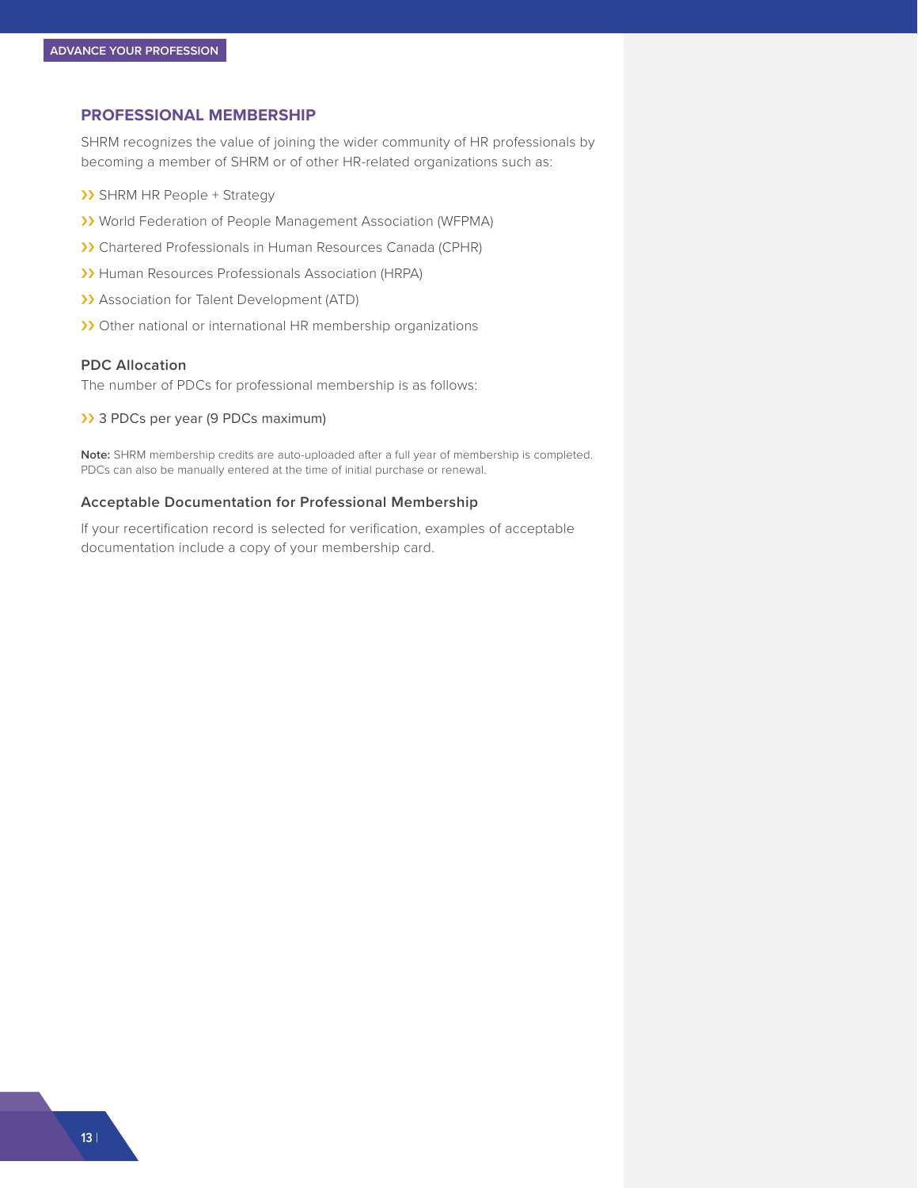## PROFESSIONAL MEMBERSHIP

SHRM recognizes the value of joining the wider community of HR professionals by becoming a member of SHRM or of other HR-related organizations such as:

- SHRM HR People + Strategy
- World Federation of People Management Association (WFPMA)
- Chartered Professionals in Human Resources Canada (CPHR)
- Human Resources Professionals Association (HRPA)
- Association for Talent Development (ATD)
- Other national or international HR membership organizations

### PDC Allocation

The number of PDCs for professional membership is as follows:

- 3 PDCs per year (9 PDCs maximum)

**Note:** SHRM membership credits are auto-uploaded after a full year of membership is completed. PDCs can also be manually entered at the time of initial purchase or renewal.

### Acceptable Documentation for Professional Membership

If your recertification record is selected for verification, examples of acceptable documentation include a copy of your membership card.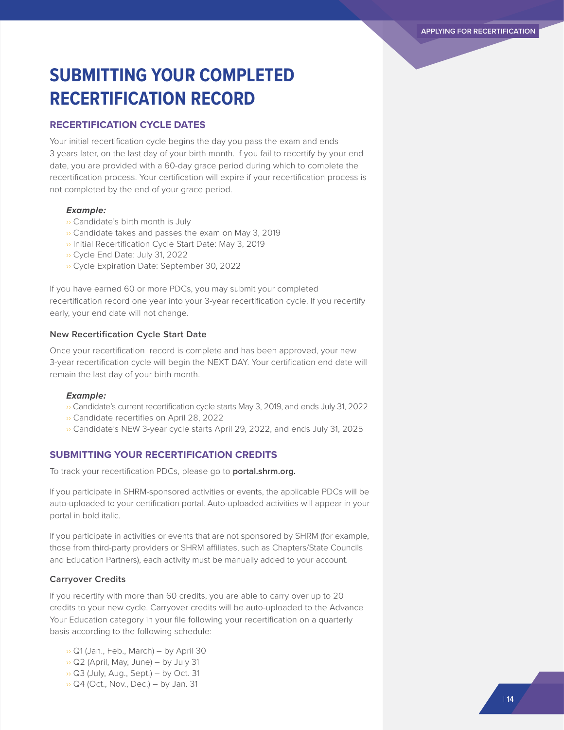# SUBMITTING YOUR COMPLETED RECERTIFICATION RECORD

## RECERTIFICATION CYCLE DATES

Your initial recertification cycle begins the day you pass the exam and ends 3 years later, on the last day of your birth month. If you fail to recertify by your end date, you are provided with a 60-day grace period during which to complete the recertification process. Your certification will expire if your recertification process is not completed by the end of your grace period.

***Example:***

- Candidate's birth month is July
- Candidate takes and passes the exam on May 3, 2019
- Initial Recertification Cycle Start Date: May 3, 2019
- Cycle End Date: July 31, 2022
- Cycle Expiration Date: September 30, 2022

If you have earned 60 or more PDCs, you may submit your completed recertification record one year into your 3-year recertification cycle. If you recertify early, your end date will not change.

### New Recertification Cycle Start Date

Once your recertification record is complete and has been approved, your new 3-year recertification cycle will begin the NEXT DAY. Your certification end date will remain the last day of your birth month.

***Example:***

- Candidate's current recertification cycle starts May 3, 2019, and ends July 31, 2022
- Candidate recertifies on April 28, 2022
- Candidate's NEW 3-year cycle starts April 29, 2022, and ends July 31, 2025

## SUBMITTING YOUR RECERTIFICATION CREDITS

To track your recertification PDCs, please go to **portal.shrm.org.**

If you participate in SHRM-sponsored activities or events, the applicable PDCs will be auto-uploaded to your certification portal. Auto-uploaded activities will appear in your portal in bold italic.

If you participate in activities or events that are not sponsored by SHRM (for example, those from third-party providers or SHRM affiliates, such as Chapters/State Councils and Education Partners), each activity must be manually added to your account.

### Carryover Credits

If you recertify with more than 60 credits, you are able to carry over up to 20 credits to your new cycle. Carryover credits will be auto-uploaded to the Advance Your Education category in your file following your recertification on a quarterly basis according to the following schedule:

- Q1 (Jan., Feb., March) – by April 30
- Q2 (April, May, June) – by July 31
- Q3 (July, Aug., Sept.) – by Oct. 31
- Q4 (Oct., Nov., Dec.) – by Jan. 31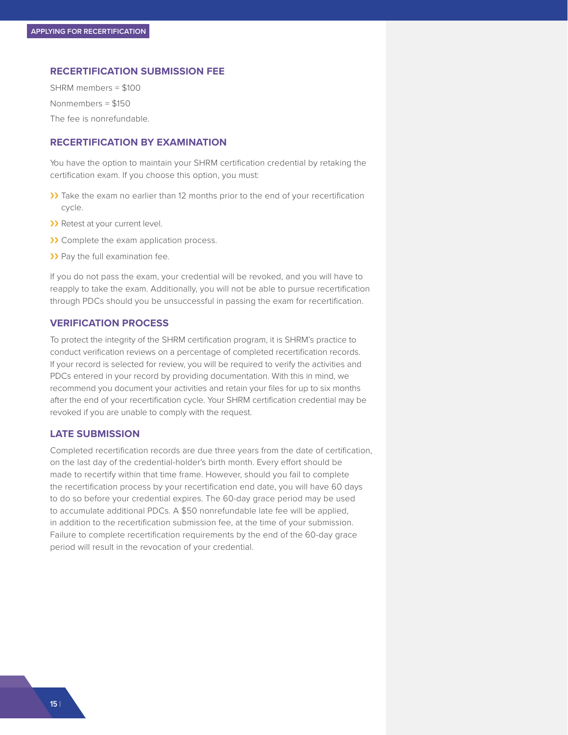## RECERTIFICATION SUBMISSION FEE

SHRM members = $100

Nonmembers = $150

The fee is nonrefundable.

## RECERTIFICATION BY EXAMINATION

You have the option to maintain your SHRM certification credential by retaking the certification exam. If you choose this option, you must:

- Take the exam no earlier than 12 months prior to the end of your recertification cycle.
- Retest at your current level.
- Complete the exam application process.
- Pay the full examination fee.

If you do not pass the exam, your credential will be revoked, and you will have to reapply to take the exam. Additionally, you will not be able to pursue recertification through PDCs should you be unsuccessful in passing the exam for recertification.

## VERIFICATION PROCESS

To protect the integrity of the SHRM certification program, it is SHRM's practice to conduct verification reviews on a percentage of completed recertification records. If your record is selected for review, you will be required to verify the activities and PDCs entered in your record by providing documentation. With this in mind, we recommend you document your activities and retain your files for up to six months after the end of your recertification cycle. Your SHRM certification credential may be revoked if you are unable to comply with the request.

## LATE SUBMISSION

Completed recertification records are due three years from the date of certification, on the last day of the credential-holder's birth month. Every effort should be made to recertify within that time frame. However, should you fail to complete the recertification process by your recertification end date, you will have 60 days to do so before your credential expires. The 60-day grace period may be used to accumulate additional PDCs. A $50 nonrefundable late fee will be applied, in addition to the recertification submission fee, at the time of your submission. Failure to complete recertification requirements by the end of the 60-day grace period will result in the revocation of your credential.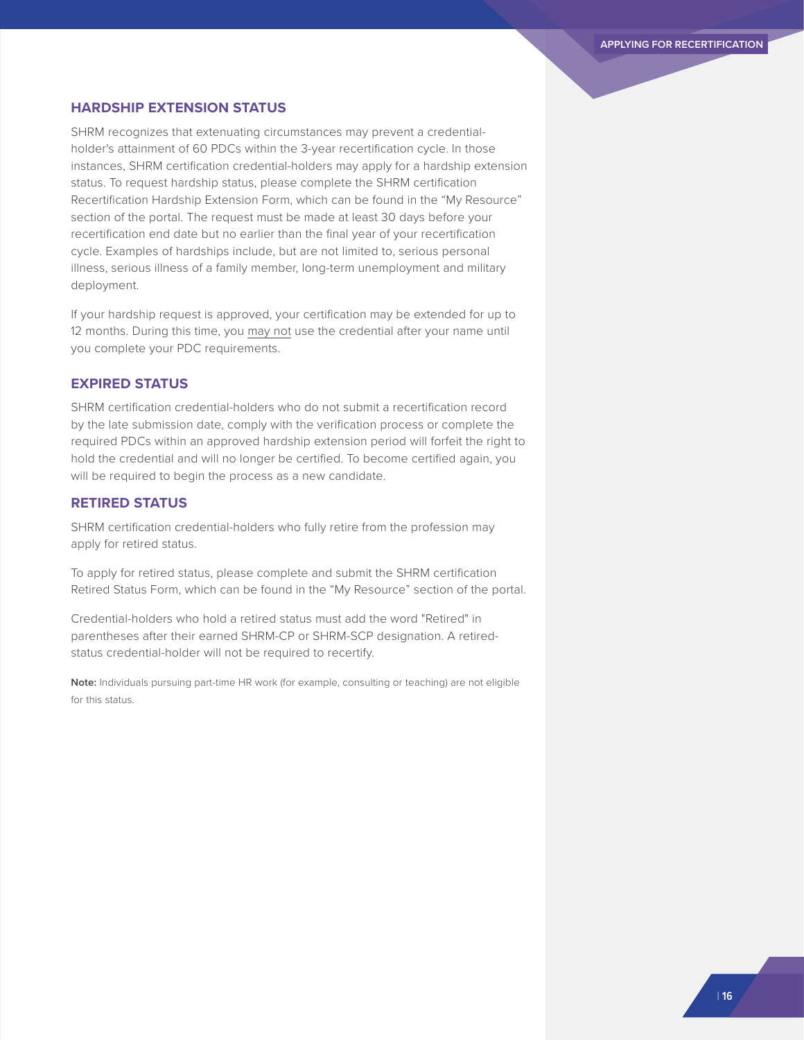## HARDSHIP EXTENSION STATUS

SHRM recognizes that extenuating circumstances may prevent a credential-holder's attainment of 60 PDCs within the 3-year recertification cycle. In those instances, SHRM certification credential-holders may apply for a hardship extension status. To request hardship status, please complete the SHRM certification Recertification Hardship Extension Form, which can be found in the "My Resource" section of the portal. The request must be made at least 30 days before your recertification end date but no earlier than the final year of your recertification cycle. Examples of hardships include, but are not limited to, serious personal illness, serious illness of a family member, long-term unemployment and military deployment.

If your hardship request is approved, your certification may be extended for up to 12 months. During this time, you <u>may not</u> use the credential after your name until you complete your PDC requirements.

## EXPIRED STATUS

SHRM certification credential-holders who do not submit a recertification record by the late submission date, comply with the verification process or complete the required PDCs within an approved hardship extension period will forfeit the right to hold the credential and will no longer be certified. To become certified again, you will be required to begin the process as a new candidate.

## RETIRED STATUS

SHRM certification credential-holders who fully retire from the profession may apply for retired status.

To apply for retired status, please complete and submit the SHRM certification Retired Status Form, which can be found in the "My Resource" section of the portal.

Credential-holders who hold a retired status must add the word "Retired" in parentheses after their earned SHRM-CP or SHRM-SCP designation. A retired-status credential-holder will not be required to recertify.

**Note:** Individuals pursuing part-time HR work (for example, consulting or teaching) are not eligible for this status.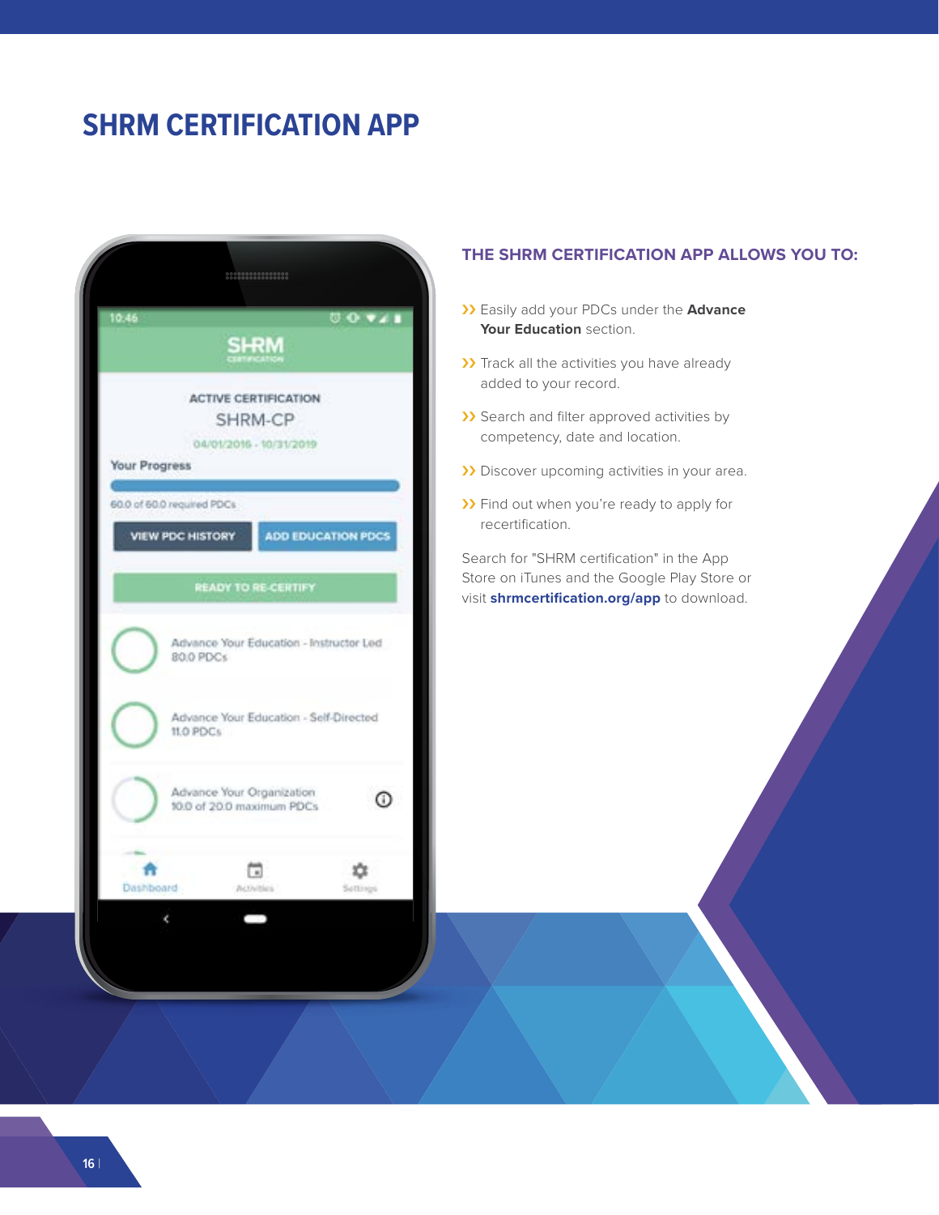# SHRM CERTIFICATION APP

## THE SHRM CERTIFICATION APP ALLOWS YOU TO:

- Easily add your PDCs under the **Advance Your Education** section.
- Track all the activities you have already added to your record.
- Search and filter approved activities by competency, date and location.
- Discover upcoming activities in your area.
- Find out when you're ready to apply for recertification.

Search for "SHRM certification" in the App Store on iTunes and the Google Play Store or visit **shrmcertification.org/app** to download.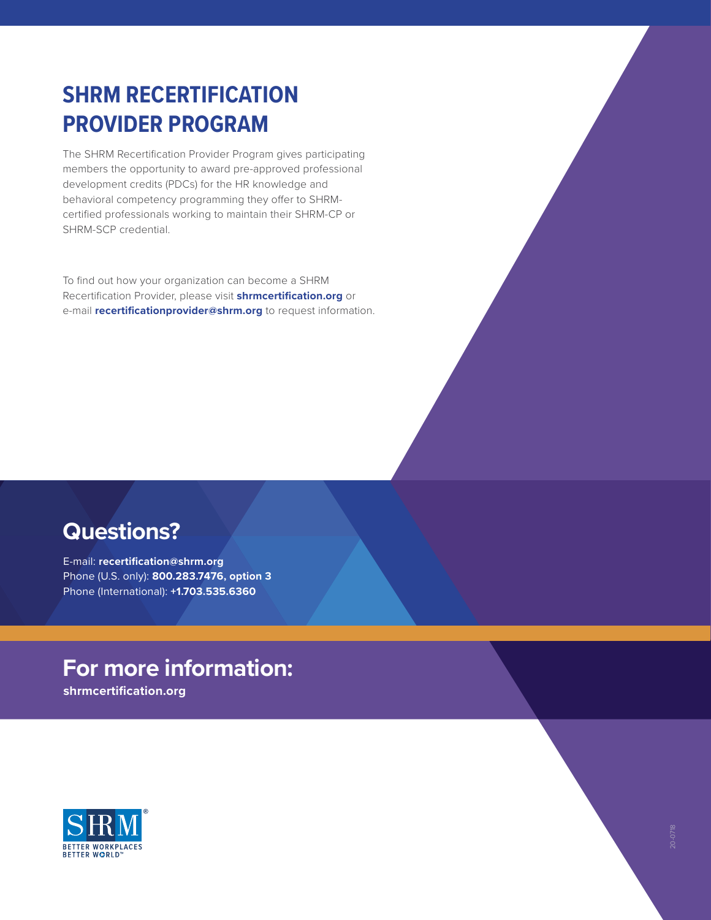# SHRM RECERTIFICATION PROVIDER PROGRAM

The SHRM Recertification Provider Program gives participating members the opportunity to award pre-approved professional development credits (PDCs) for the HR knowledge and behavioral competency programming they offer to SHRM-certified professionals working to maintain their SHRM-CP or SHRM-SCP credential.

To find out how your organization can become a SHRM Recertification Provider, please visit **shrmcertification.org** or e-mail **recertificationprovider@shrm.org** to request information.

## Questions?

E-mail: **recertification@shrm.org**
Phone (U.S. only): **800.283.7476, option 3**
Phone (International): **+1.703.535.6360**

## For more information:

**shrmcertification.org**

SHRM®
BETTER WORKPLACES
BETTER WORLD™

20-0718